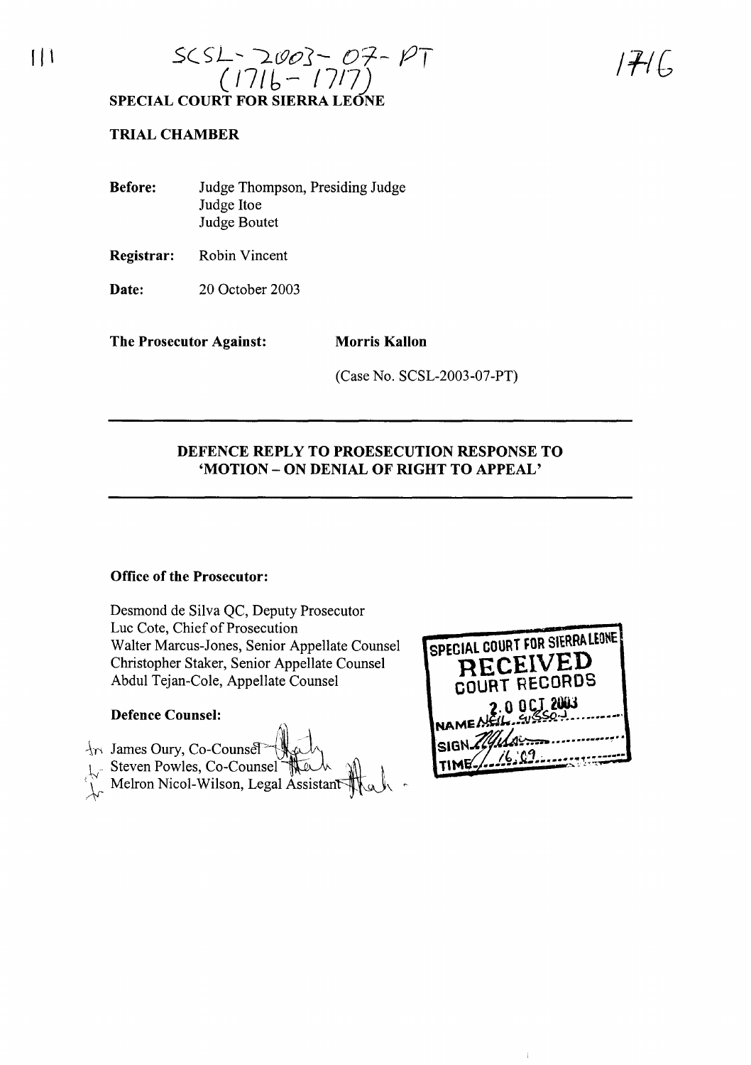SCSL-2003-07-PT
(1716-1717)

**SPECIAL COURT FOR SIERRA LEONE**

**TRIAL CHAMBER**

**Before:** Judge Thompson, Presiding Judge
Judge Itoe
Judge Boutet

**Registrar:** Robin Vincent

**Date:** 20 October 2003

**The Prosecutor Against:** **Morris Kallon**

(Case No. SCSL-2003-07-PT)

---

## DEFENCE REPLY TO PROESECUTION RESPONSE TO 'MOTION – ON DENIAL OF RIGHT TO APPEAL'

---

**Office of the Prosecutor:**

Desmond de Silva QC, Deputy Prosecutor
Luc Cote, Chief of Prosecution
Walter Marcus-Jones, Senior Appellate Counsel
Christopher Staker, Senior Appellate Counsel
Abdul Tejan-Cole, Appellate Counsel

**Defence Counsel:**

James Oury, Co-Counsel
Steven Powles, Co-Counsel
Melron Nicol-Wilson, Legal Assistant

SPECIAL COURT FOR SIERRA LEONE
RECEIVED
COURT RECORDS
20 OCT 2003
NAME NEIL GIBSON
SIGN
TIME 16:09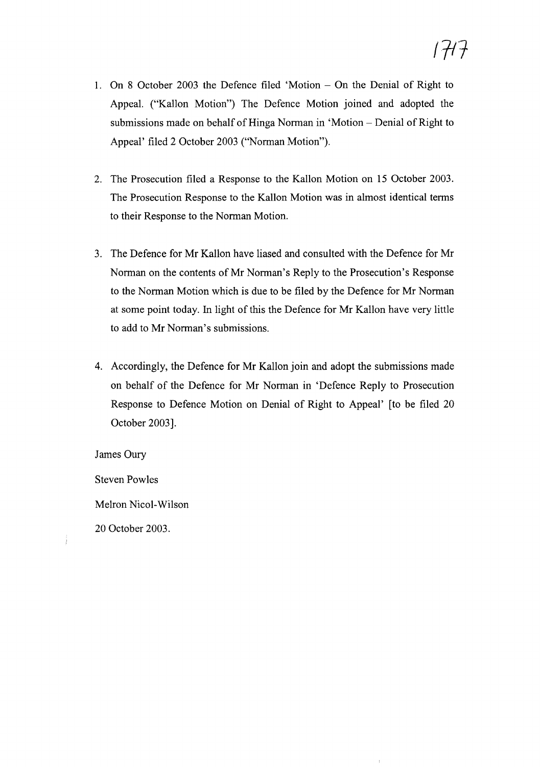1. On 8 October 2003 the Defence filed 'Motion – On the Denial of Right to Appeal. ("Kallon Motion") The Defence Motion joined and adopted the submissions made on behalf of Hinga Norman in 'Motion – Denial of Right to Appeal' filed 2 October 2003 ("Norman Motion").

2. The Prosecution filed a Response to the Kallon Motion on 15 October 2003. The Prosecution Response to the Kallon Motion was in almost identical terms to their Response to the Norman Motion.

3. The Defence for Mr Kallon have liased and consulted with the Defence for Mr Norman on the contents of Mr Norman's Reply to the Prosecution's Response to the Norman Motion which is due to be filed by the Defence for Mr Norman at some point today. In light of this the Defence for Mr Kallon have very little to add to Mr Norman's submissions.

4. Accordingly, the Defence for Mr Kallon join and adopt the submissions made on behalf of the Defence for Mr Norman in 'Defence Reply to Prosecution Response to Defence Motion on Denial of Right to Appeal' [to be filed 20 October 2003].

James Oury

Steven Powles

Melron Nicol-Wilson

20 October 2003.